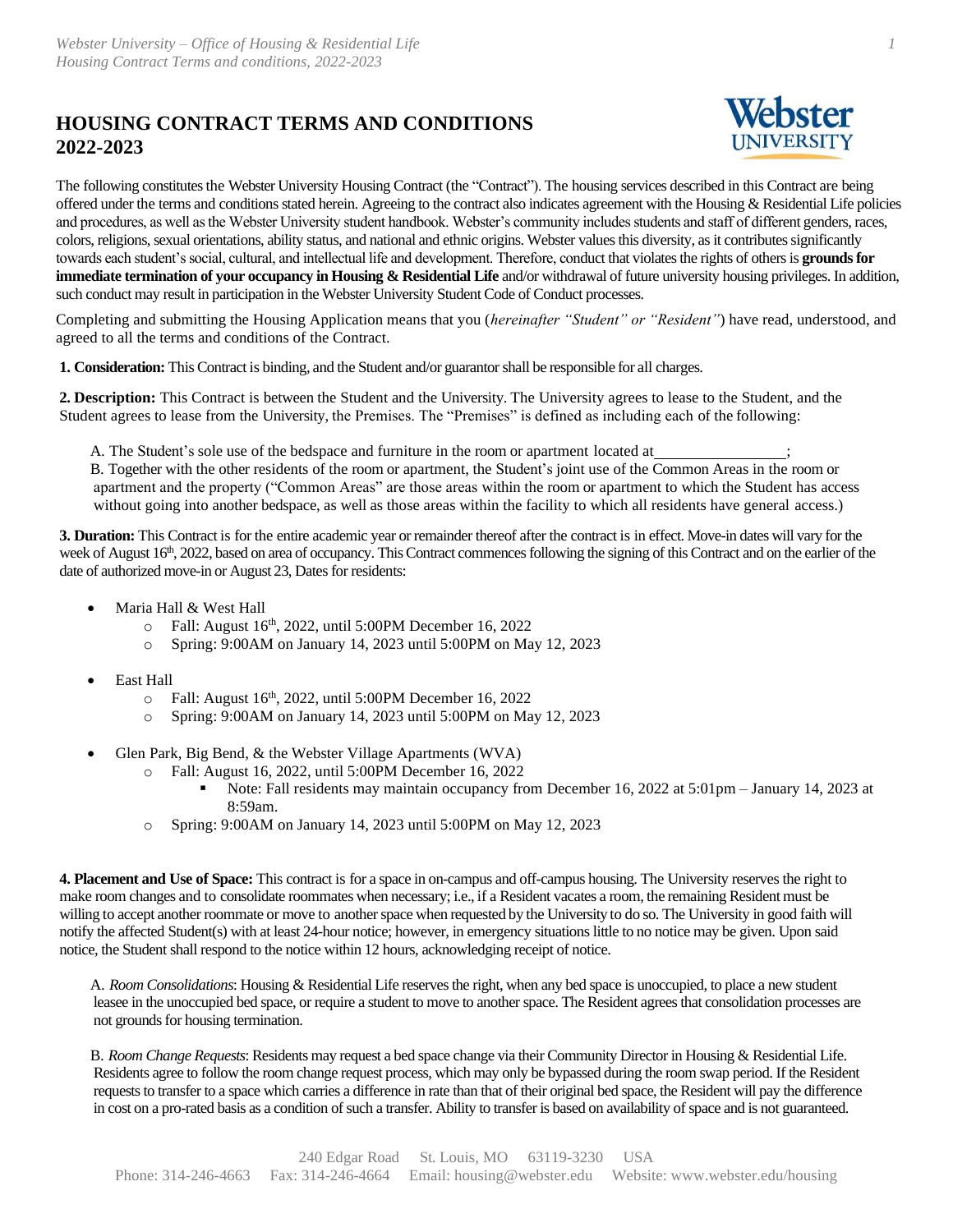# HOUSING CONTRACT TERMS AND CONDITIONS 2022-2023

The following constitutes the Webster University Housing Contract (the "Contract"). The housing services described in this Contract are being offered under the terms and conditions stated herein. Agreeing to the contract also indicates agreement with the Housing & Residential Life policies and procedures, as well as the Webster University student handbook. Webster's community includes students and staff of different genders, races, colors, religions, sexual orientations, ability status, and national and ethnic origins. Webster values this diversity, as it contributes significantly towards each student's social, cultural, and intellectual life and development. Therefore, conduct that violates the rights of others is **grounds for immediate termination of your occupancy in Housing & Residential Life** and/or withdrawal of future university housing privileges. In addition, such conduct may result in participation in the Webster University Student Code of Conduct processes.

Completing and submitting the Housing Application means that you (*hereinafter "Student" or "Resident"*) have read, understood, and agreed to all the terms and conditions of the Contract.

**1. Consideration:** This Contract is binding, and the Student and/or guarantor shall be responsible for all charges.

**2. Description:** This Contract is between the Student and the University. The University agrees to lease to the Student, and the Student agrees to lease from the University, the Premises. The "Premises" is defined as including each of the following:

A. The Student's sole use of the bedspace and furniture in the room or apartment located at________________;

B. Together with the other residents of the room or apartment, the Student's joint use of the Common Areas in the room or apartment and the property ("Common Areas" are those areas within the room or apartment to which the Student has access without going into another bedspace, as well as those areas within the facility to which all residents have general access.)

**3. Duration:** This Contract is for the entire academic year or remainder thereof after the contract is in effect. Move-in dates will vary for the week of August 16th, 2022, based on area of occupancy. This Contract commences following the signing of this Contract and on the earlier of the date of authorized move-in or August 23, Dates for residents:

- Maria Hall & West Hall
  - Fall: August 16th, 2022, until 5:00PM December 16, 2022
  - Spring: 9:00AM on January 14, 2023 until 5:00PM on May 12, 2023
- East Hall
  - Fall: August 16th, 2022, until 5:00PM December 16, 2022
  - Spring: 9:00AM on January 14, 2023 until 5:00PM on May 12, 2023
- Glen Park, Big Bend, & the Webster Village Apartments (WVA)
  - Fall: August 16, 2022, until 5:00PM December 16, 2022
    - Note: Fall residents may maintain occupancy from December 16, 2022 at 5:01pm – January 14, 2023 at 8:59am.
  - Spring: 9:00AM on January 14, 2023 until 5:00PM on May 12, 2023

**4. Placement and Use of Space:** This contract is for a space in on-campus and off-campus housing. The University reserves the right to make room changes and to consolidate roommates when necessary; i.e., if a Resident vacates a room, the remaining Resident must be willing to accept another roommate or move to another space when requested by the University to do so. The University in good faith will notify the affected Student(s) with at least 24-hour notice; however, in emergency situations little to no notice may be given. Upon said notice, the Student shall respond to the notice within 12 hours, acknowledging receipt of notice.

A. *Room Consolidations*: Housing & Residential Life reserves the right, when any bed space is unoccupied, to place a new student leasee in the unoccupied bed space, or require a student to move to another space. The Resident agrees that consolidation processes are not grounds for housing termination.

B. *Room Change Requests*: Residents may request a bed space change via their Community Director in Housing & Residential Life. Residents agree to follow the room change request process, which may only be bypassed during the room swap period. If the Resident requests to transfer to a space which carries a difference in rate than that of their original bed space, the Resident will pay the difference in cost on a pro-rated basis as a condition of such a transfer. Ability to transfer is based on availability of space and is not guaranteed.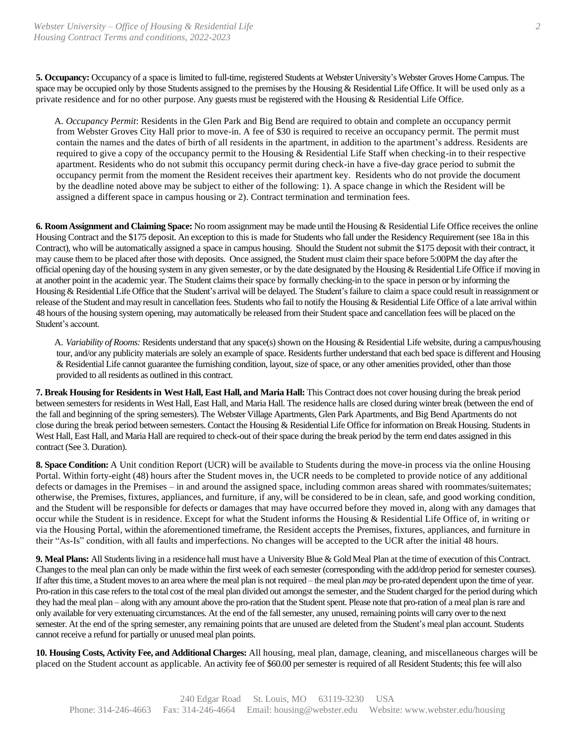**5. Occupancy:** Occupancy of a space is limited to full-time, registered Students at Webster University's Webster Groves Home Campus. The space may be occupied only by those Students assigned to the premises by the Housing & Residential Life Office. It will be used only as a private residence and for no other purpose. Any guests must be registered with the Housing & Residential Life Office.

A. *Occupancy Permit*: Residents in the Glen Park and Big Bend are required to obtain and complete an occupancy permit from Webster Groves City Hall prior to move-in. A fee of $30 is required to receive an occupancy permit. The permit must contain the names and the dates of birth of all residents in the apartment, in addition to the apartment's address. Residents are required to give a copy of the occupancy permit to the Housing & Residential Life Staff when checking-in to their respective apartment. Residents who do not submit this occupancy permit during check-in have a five-day grace period to submit the occupancy permit from the moment the Resident receives their apartment key. Residents who do not provide the document by the deadline noted above may be subject to either of the following: 1). A space change in which the Resident will be assigned a different space in campus housing or 2). Contract termination and termination fees.

**6. Room Assignment and Claiming Space:** No room assignment may be made until the Housing & Residential Life Office receives the online Housing Contract and the $175 deposit. An exception to this is made for Students who fall under the Residency Requirement (see 18a in this Contract), who will be automatically assigned a space in campus housing. Should the Student not submit the $175 deposit with their contract, it may cause them to be placed after those with deposits. Once assigned, the Student must claim their space before 5:00PM the day after the official opening day of the housing system in any given semester, or by the date designated by the Housing & Residential Life Office if moving in at another point in the academic year. The Student claims their space by formally checking-in to the space in person or by informing the Housing & Residential Life Office that the Student's arrival will be delayed. The Student's failure to claim a space could result in reassignment or release of the Student and may result in cancellation fees. Students who fail to notify the Housing & Residential Life Office of a late arrival within 48 hours of the housing system opening, may automatically be released from their Student space and cancellation fees will be placed on the Student's account.

A. *Variability of Rooms:* Residents understand that any space(s) shown on the Housing & Residential Life website, during a campus/housing tour, and/or any publicity materials are solely an example of space. Residents further understand that each bed space is different and Housing & Residential Life cannot guarantee the furnishing condition, layout, size of space, or any other amenities provided, other than those provided to all residents as outlined in this contract.

**7. Break Housing for Residents in West Hall, East Hall, and Maria Hall:** This Contract does not cover housing during the break period between semesters for residents in West Hall, East Hall, and Maria Hall. The residence halls are closed during winter break (between the end of the fall and beginning of the spring semesters). The Webster Village Apartments, Glen Park Apartments, and Big Bend Apartments do not close during the break period between semesters. Contact the Housing & Residential Life Office for information on Break Housing. Students in West Hall, East Hall, and Maria Hall are required to check-out of their space during the break period by the term end dates assigned in this contract (See 3. Duration).

**8. Space Condition:** A Unit condition Report (UCR) will be available to Students during the move-in process via the online Housing Portal. Within forty-eight (48) hours after the Student moves in, the UCR needs to be completed to provide notice of any additional defects or damages in the Premises – in and around the assigned space, including common areas shared with roommates/suitemates; otherwise, the Premises, fixtures, appliances, and furniture, if any, will be considered to be in clean, safe, and good working condition, and the Student will be responsible for defects or damages that may have occurred before they moved in, along with any damages that occur while the Student is in residence. Except for what the Student informs the Housing & Residential Life Office of, in writing or via the Housing Portal, within the aforementioned timeframe, the Resident accepts the Premises, fixtures, appliances, and furniture in their "As-Is" condition, with all faults and imperfections. No changes will be accepted to the UCR after the initial 48 hours.

**9. Meal Plans:** All Students living in a residence hall must have a University Blue & Gold Meal Plan at the time of execution of this Contract. Changes to the meal plan can only be made within the first week of each semester (corresponding with the add/drop period for semester courses). If after this time, a Student moves to an area where the meal plan is not required – the meal plan *may* be pro-rated dependent upon the time of year. Pro-ration in this case refers to the total cost of the meal plan divided out amongst the semester, and the Student charged for the period during which they had the meal plan – along with any amount above the pro-ration that the Student spent. Please note that pro-ration of a meal plan is rare and only available for very extenuating circumstances. At the end of the fall semester, any unused, remaining points will carry over to the next semester. At the end of the spring semester, any remaining points that are unused are deleted from the Student's meal plan account. Students cannot receive a refund for partially or unused meal plan points.

**10. Housing Costs, Activity Fee, and Additional Charges:** All housing, meal plan, damage, cleaning, and miscellaneous charges will be placed on the Student account as applicable. An activity fee of $60.00 per semester is required of all Resident Students; this fee will also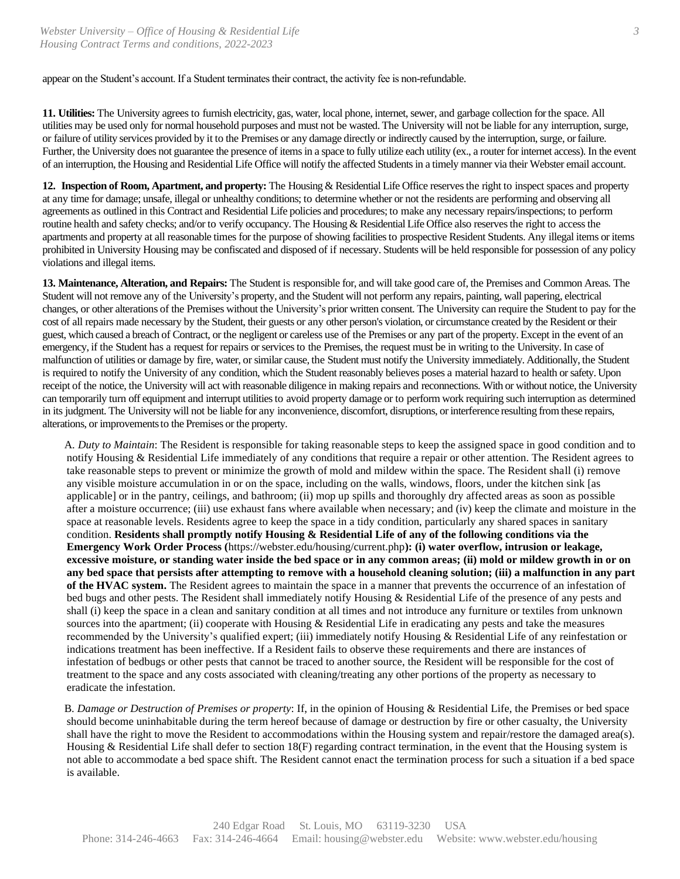appear on the Student's account. If a Student terminates their contract, the activity fee is non-refundable.

**11. Utilities:** The University agrees to furnish electricity, gas, water, local phone, internet, sewer, and garbage collection for the space. All utilities may be used only for normal household purposes and must not be wasted. The University will not be liable for any interruption, surge, or failure of utility services provided by it to the Premises or any damage directly or indirectly caused by the interruption, surge, or failure. Further, the University does not guarantee the presence of items in a space to fully utilize each utility (ex., a router for internet access). In the event of an interruption, the Housing and Residential Life Office will notify the affected Students in a timely manner via their Webster email account.

**12. Inspection of Room, Apartment, and property:** The Housing & Residential Life Office reserves the right to inspect spaces and property at any time for damage; unsafe, illegal or unhealthy conditions; to determine whether or not the residents are performing and observing all agreements as outlined in this Contract and Residential Life policies and procedures; to make any necessary repairs/inspections; to perform routine health and safety checks; and/or to verify occupancy. The Housing & Residential Life Office also reserves the right to access the apartments and property at all reasonable times for the purpose of showing facilities to prospective Resident Students. Any illegal items or items prohibited in University Housing may be confiscated and disposed of if necessary. Students will be held responsible for possession of any policy violations and illegal items.

**13. Maintenance, Alteration, and Repairs:** The Student is responsible for, and will take good care of, the Premises and Common Areas. The Student will not remove any of the University's property, and the Student will not perform any repairs, painting, wall papering, electrical changes, or other alterations of the Premises without the University's prior written consent. The University can require the Student to pay for the cost of all repairs made necessary by the Student, their guests or any other person's violation, or circumstance created by the Resident or their guest, which caused a breach of Contract, or the negligent or careless use of the Premises or any part of the property. Except in the event of an emergency, if the Student has a request for repairs or services to the Premises, the request must be in writing to the University. In case of malfunction of utilities or damage by fire, water, or similar cause, the Student must notify the University immediately. Additionally, the Student is required to notify the University of any condition, which the Student reasonably believes poses a material hazard to health or safety. Upon receipt of the notice, the University will act with reasonable diligence in making repairs and reconnections. With or without notice, the University can temporarily turn off equipment and interrupt utilities to avoid property damage or to perform work requiring such interruption as determined in its judgment. The University will not be liable for any inconvenience, discomfort, disruptions, or interference resulting from these repairs, alterations, or improvements to the Premises or the property.

A. *Duty to Maintain*: The Resident is responsible for taking reasonable steps to keep the assigned space in good condition and to notify Housing & Residential Life immediately of any conditions that require a repair or other attention. The Resident agrees to take reasonable steps to prevent or minimize the growth of mold and mildew within the space. The Resident shall (i) remove any visible moisture accumulation in or on the space, including on the walls, windows, floors, under the kitchen sink [as applicable] or in the pantry, ceilings, and bathroom; (ii) mop up spills and thoroughly dry affected areas as soon as possible after a moisture occurrence; (iii) use exhaust fans where available when necessary; and (iv) keep the climate and moisture in the space at reasonable levels. Residents agree to keep the space in a tidy condition, particularly any shared spaces in sanitary condition. **Residents shall promptly notify Housing & Residential Life of any of the following conditions via the Emergency Work Order Process (**https://webster.edu/housing/current.php**): (i) water overflow, intrusion or leakage, excessive moisture, or standing water inside the bed space or in any common areas; (ii) mold or mildew growth in or on any bed space that persists after attempting to remove with a household cleaning solution; (iii) a malfunction in any part of the HVAC system.** The Resident agrees to maintain the space in a manner that prevents the occurrence of an infestation of bed bugs and other pests. The Resident shall immediately notify Housing & Residential Life of the presence of any pests and shall (i) keep the space in a clean and sanitary condition at all times and not introduce any furniture or textiles from unknown sources into the apartment; (ii) cooperate with Housing & Residential Life in eradicating any pests and take the measures recommended by the University's qualified expert; (iii) immediately notify Housing & Residential Life of any reinfestation or indications treatment has been ineffective. If a Resident fails to observe these requirements and there are instances of infestation of bedbugs or other pests that cannot be traced to another source, the Resident will be responsible for the cost of treatment to the space and any costs associated with cleaning/treating any other portions of the property as necessary to eradicate the infestation.

B. *Damage or Destruction of Premises or property*: If, in the opinion of Housing & Residential Life, the Premises or bed space should become uninhabitable during the term hereof because of damage or destruction by fire or other casualty, the University shall have the right to move the Resident to accommodations within the Housing system and repair/restore the damaged area(s). Housing & Residential Life shall defer to section 18(F) regarding contract termination, in the event that the Housing system is not able to accommodate a bed space shift. The Resident cannot enact the termination process for such a situation if a bed space is available.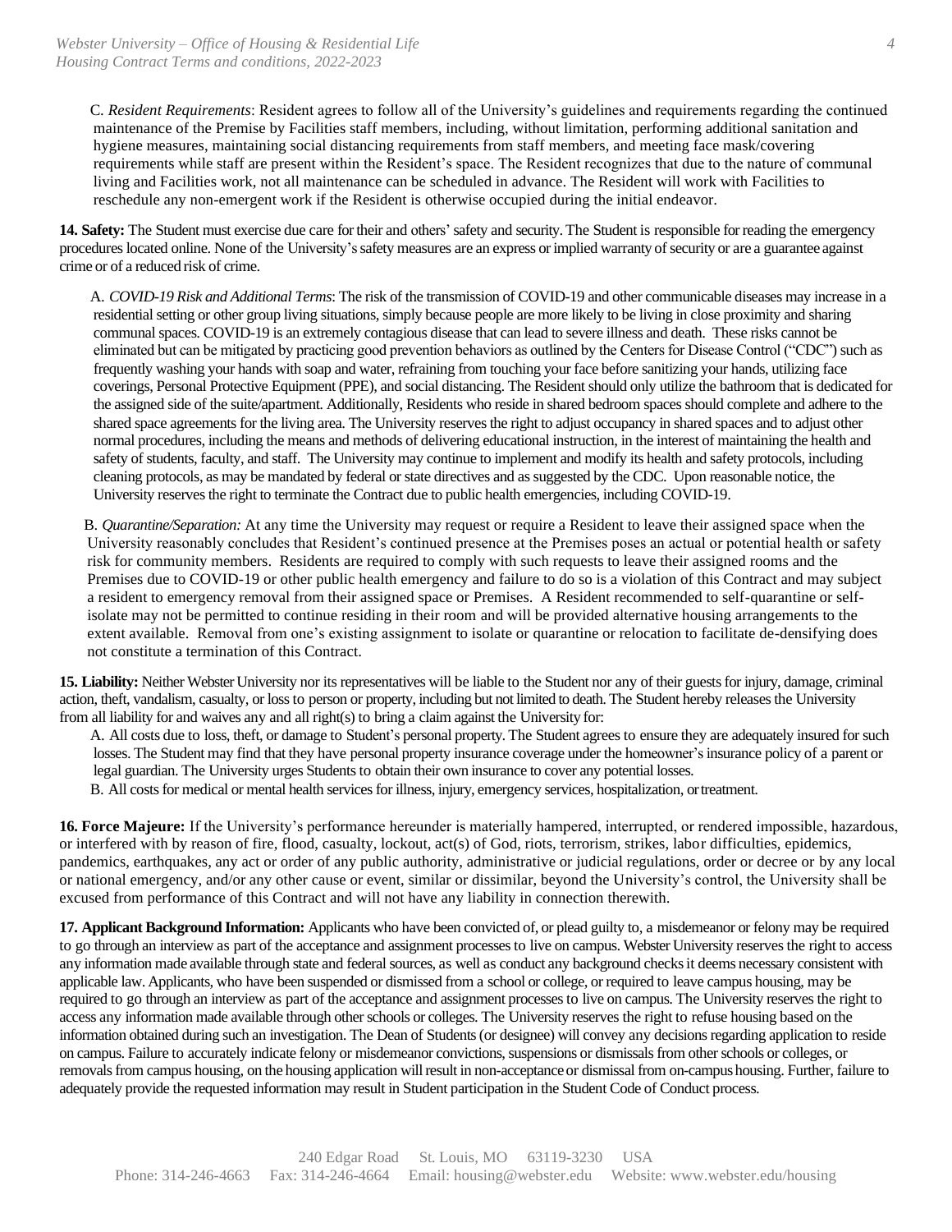C. *Resident Requirements*: Resident agrees to follow all of the University's guidelines and requirements regarding the continued maintenance of the Premise by Facilities staff members, including, without limitation, performing additional sanitation and hygiene measures, maintaining social distancing requirements from staff members, and meeting face mask/covering requirements while staff are present within the Resident's space. The Resident recognizes that due to the nature of communal living and Facilities work, not all maintenance can be scheduled in advance. The Resident will work with Facilities to reschedule any non-emergent work if the Resident is otherwise occupied during the initial endeavor.

**14. Safety:** The Student must exercise due care for their and others' safety and security. The Student is responsible for reading the emergency procedures located online. None of the University's safety measures are an express or implied warranty of security or are a guarantee against crime or of a reduced risk of crime.

A. *COVID-19 Risk and Additional Terms*: The risk of the transmission of COVID-19 and other communicable diseases may increase in a residential setting or other group living situations, simply because people are more likely to be living in close proximity and sharing communal spaces. COVID-19 is an extremely contagious disease that can lead to severe illness and death. These risks cannot be eliminated but can be mitigated by practicing good prevention behaviors as outlined by the Centers for Disease Control ("CDC") such as frequently washing your hands with soap and water, refraining from touching your face before sanitizing your hands, utilizing face coverings, Personal Protective Equipment (PPE), and social distancing. The Resident should only utilize the bathroom that is dedicated for the assigned side of the suite/apartment. Additionally, Residents who reside in shared bedroom spaces should complete and adhere to the shared space agreements for the living area. The University reserves the right to adjust occupancy in shared spaces and to adjust other normal procedures, including the means and methods of delivering educational instruction, in the interest of maintaining the health and safety of students, faculty, and staff. The University may continue to implement and modify its health and safety protocols, including cleaning protocols, as may be mandated by federal or state directives and as suggested by the CDC. Upon reasonable notice, the University reserves the right to terminate the Contract due to public health emergencies, including COVID-19.

B. *Quarantine/Separation:* At any time the University may request or require a Resident to leave their assigned space when the University reasonably concludes that Resident's continued presence at the Premises poses an actual or potential health or safety risk for community members. Residents are required to comply with such requests to leave their assigned rooms and the Premises due to COVID-19 or other public health emergency and failure to do so is a violation of this Contract and may subject a resident to emergency removal from their assigned space or Premises. A Resident recommended to self-quarantine or self-isolate may not be permitted to continue residing in their room and will be provided alternative housing arrangements to the extent available. Removal from one's existing assignment to isolate or quarantine or relocation to facilitate de-densifying does not constitute a termination of this Contract.

**15. Liability:** Neither Webster University nor its representatives will be liable to the Student nor any of their guests for injury, damage, criminal action, theft, vandalism, casualty, or loss to person or property, including but not limited to death. The Student hereby releases the University from all liability for and waives any and all right(s) to bring a claim against the University for:

A. All costs due to loss, theft, or damage to Student's personal property. The Student agrees to ensure they are adequately insured for such losses. The Student may find that they have personal property insurance coverage under the homeowner's insurance policy of a parent or legal guardian. The University urges Students to obtain their own insurance to cover any potential losses.

B. All costs for medical or mental health services for illness, injury, emergency services, hospitalization, or treatment.

**16. Force Majeure:** If the University's performance hereunder is materially hampered, interrupted, or rendered impossible, hazardous, or interfered with by reason of fire, flood, casualty, lockout, act(s) of God, riots, terrorism, strikes, labor difficulties, epidemics, pandemics, earthquakes, any act or order of any public authority, administrative or judicial regulations, order or decree or by any local or national emergency, and/or any other cause or event, similar or dissimilar, beyond the University's control, the University shall be excused from performance of this Contract and will not have any liability in connection therewith.

**17. Applicant Background Information:** Applicants who have been convicted of, or plead guilty to, a misdemeanor or felony may be required to go through an interview as part of the acceptance and assignment processes to live on campus. Webster University reserves the right to access any information made available through state and federal sources, as well as conduct any background checks it deems necessary consistent with applicable law. Applicants, who have been suspended or dismissed from a school or college, or required to leave campus housing, may be required to go through an interview as part of the acceptance and assignment processes to live on campus. The University reserves the right to access any information made available through other schools or colleges. The University reserves the right to refuse housing based on the information obtained during such an investigation. The Dean of Students (or designee) will convey any decisions regarding application to reside on campus. Failure to accurately indicate felony or misdemeanor convictions, suspensions or dismissals from other schools or colleges, or removals from campus housing, on the housing application will result in non-acceptance or dismissal from on-campus housing. Further, failure to adequately provide the requested information may result in Student participation in the Student Code of Conduct process.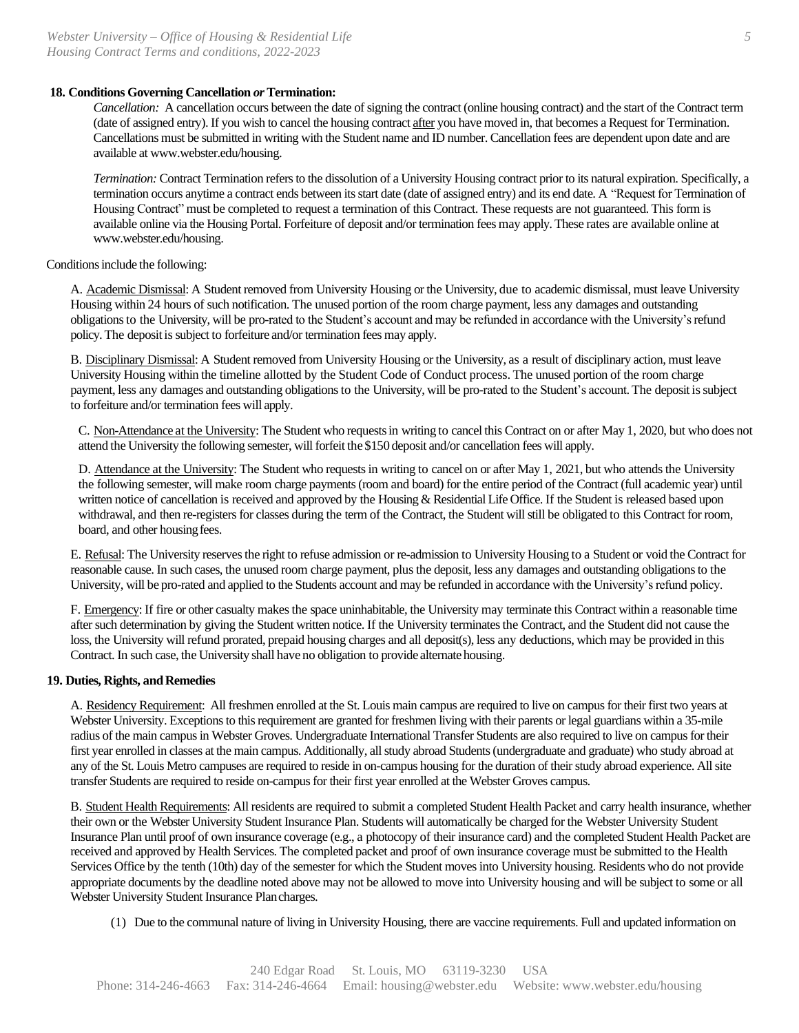**18. Conditions Governing Cancellation *or* Termination:**

*Cancellation:* A cancellation occurs between the date of signing the contract (online housing contract) and the start of the Contract term (date of assigned entry). If you wish to cancel the housing contract after you have moved in, that becomes a Request for Termination. Cancellations must be submitted in writing with the Student name and ID number. Cancellation fees are dependent upon date and are available at www.webster.edu/housing.

*Termination:* Contract Termination refers to the dissolution of a University Housing contract prior to its natural expiration. Specifically, a termination occurs anytime a contract ends between its start date (date of assigned entry) and its end date. A "Request for Termination of Housing Contract" must be completed to request a termination of this Contract. These requests are not guaranteed. This form is available online via the Housing Portal. Forfeiture of deposit and/or termination fees may apply. These rates are available online at www.webster.edu/housing.

Conditions include the following:

A. Academic Dismissal: A Student removed from University Housing or the University, due to academic dismissal, must leave University Housing within 24 hours of such notification. The unused portion of the room charge payment, less any damages and outstanding obligations to the University, will be pro-rated to the Student's account and may be refunded in accordance with the University's refund policy. The deposit is subject to forfeiture and/or termination fees may apply.

B. Disciplinary Dismissal: A Student removed from University Housing or the University, as a result of disciplinary action, must leave University Housing within the timeline allotted by the Student Code of Conduct process. The unused portion of the room charge payment, less any damages and outstanding obligations to the University, will be pro-rated to the Student's account. The deposit is subject to forfeiture and/or termination fees will apply.

C. Non-Attendance at the University: The Student who requests in writing to cancel this Contract on or after May 1, 2020, but who does not attend the University the following semester, will forfeit the $150 deposit and/or cancellation fees will apply.

D. Attendance at the University: The Student who requests in writing to cancel on or after May 1, 2021, but who attends the University the following semester, will make room charge payments (room and board) for the entire period of the Contract (full academic year) until written notice of cancellation is received and approved by the Housing & Residential Life Office. If the Student is released based upon withdrawal, and then re-registers for classes during the term of the Contract, the Student will still be obligated to this Contract for room, board, and other housing fees.

E. Refusal: The University reserves the right to refuse admission or re-admission to University Housing to a Student or void the Contract for reasonable cause. In such cases, the unused room charge payment, plus the deposit, less any damages and outstanding obligations to the University, will be pro-rated and applied to the Students account and may be refunded in accordance with the University's refund policy.

F. Emergency: If fire or other casualty makes the space uninhabitable, the University may terminate this Contract within a reasonable time after such determination by giving the Student written notice. If the University terminates the Contract, and the Student did not cause the loss, the University will refund prorated, prepaid housing charges and all deposit(s), less any deductions, which may be provided in this Contract. In such case, the University shall have no obligation to provide alternate housing.

**19. Duties, Rights, and Remedies**

A. Residency Requirement: All freshmen enrolled at the St. Louis main campus are required to live on campus for their first two years at Webster University. Exceptions to this requirement are granted for freshmen living with their parents or legal guardians within a 35-mile radius of the main campus in Webster Groves. Undergraduate International Transfer Students are also required to live on campus for their first year enrolled in classes at the main campus. Additionally, all study abroad Students (undergraduate and graduate) who study abroad at any of the St. Louis Metro campuses are required to reside in on-campus housing for the duration of their study abroad experience. All site transfer Students are required to reside on-campus for their first year enrolled at the Webster Groves campus.

B. Student Health Requirements: All residents are required to submit a completed Student Health Packet and carry health insurance, whether their own or the Webster University Student Insurance Plan. Students will automatically be charged for the Webster University Student Insurance Plan until proof of own insurance coverage (e.g., a photocopy of their insurance card) and the completed Student Health Packet are received and approved by Health Services. The completed packet and proof of own insurance coverage must be submitted to the Health Services Office by the tenth (10th) day of the semester for which the Student moves into University housing. Residents who do not provide appropriate documents by the deadline noted above may not be allowed to move into University housing and will be subject to some or all Webster University Student Insurance Plan charges.

(1) Due to the communal nature of living in University Housing, there are vaccine requirements. Full and updated information on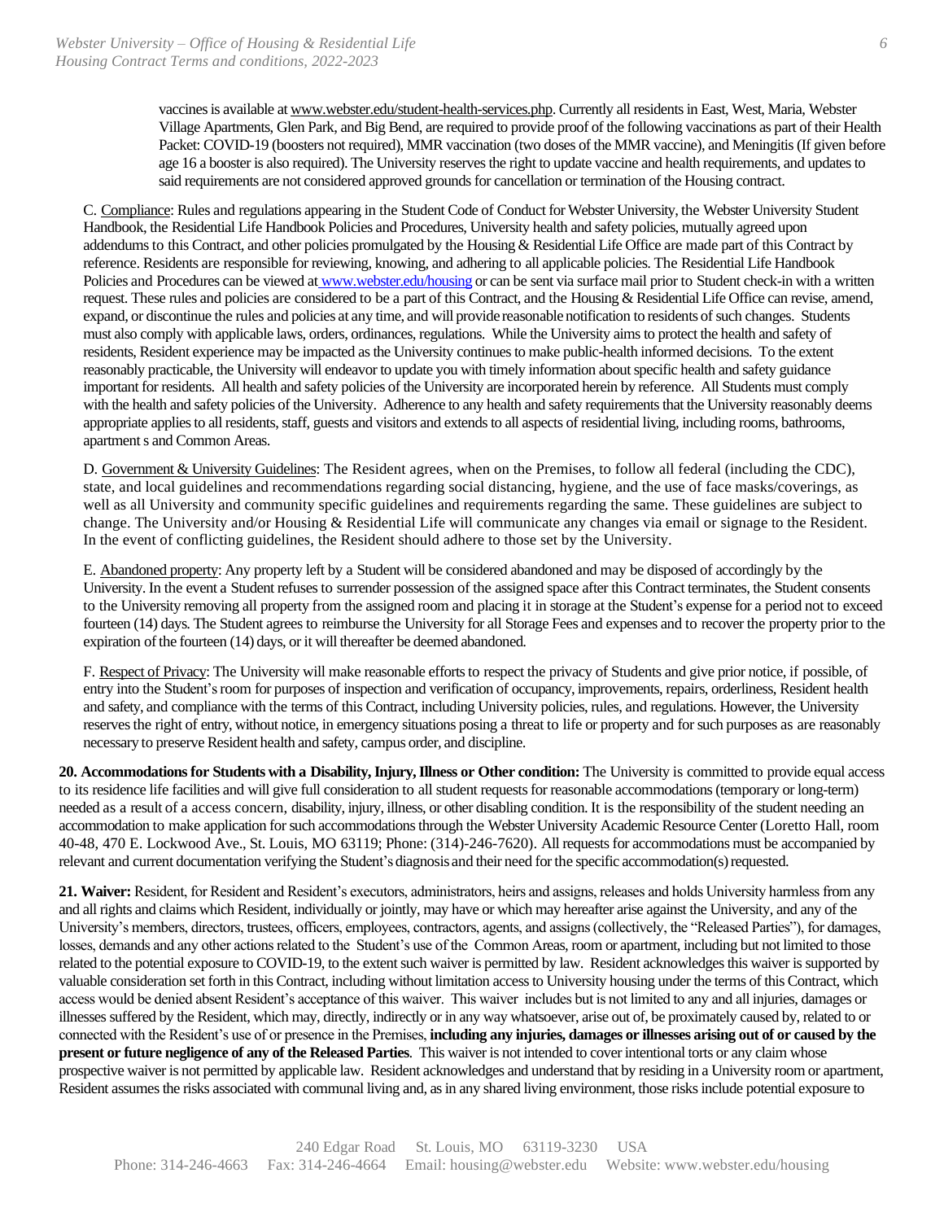vaccines is available at www.webster.edu/student-health-services.php. Currently all residents in East, West, Maria, Webster Village Apartments, Glen Park, and Big Bend, are required to provide proof of the following vaccinations as part of their Health Packet: COVID-19 (boosters not required), MMR vaccination (two doses of the MMR vaccine), and Meningitis (If given before age 16 a booster is also required). The University reserves the right to update vaccine and health requirements, and updates to said requirements are not considered approved grounds for cancellation or termination of the Housing contract.

C. Compliance: Rules and regulations appearing in the Student Code of Conduct for Webster University, the Webster University Student Handbook, the Residential Life Handbook Policies and Procedures, University health and safety policies, mutually agreed upon addendums to this Contract, and other policies promulgated by the Housing & Residential Life Office are made part of this Contract by reference. Residents are responsible for reviewing, knowing, and adhering to all applicable policies. The Residential Life Handbook Policies and Procedures can be viewed at www.webster.edu/housing or can be sent via surface mail prior to Student check-in with a written request. These rules and policies are considered to be a part of this Contract, and the Housing & Residential Life Office can revise, amend, expand, or discontinue the rules and policies at any time, and will provide reasonable notification to residents of such changes. Students must also comply with applicable laws, orders, ordinances, regulations. While the University aims to protect the health and safety of residents, Resident experience may be impacted as the University continues to make public-health informed decisions. To the extent reasonably practicable, the University will endeavor to update you with timely information about specific health and safety guidance important for residents. All health and safety policies of the University are incorporated herein by reference. All Students must comply with the health and safety policies of the University. Adherence to any health and safety requirements that the University reasonably deems appropriate applies to all residents, staff, guests and visitors and extends to all aspects of residential living, including rooms, bathrooms, apartment s and Common Areas.

D. Government & University Guidelines: The Resident agrees, when on the Premises, to follow all federal (including the CDC), state, and local guidelines and recommendations regarding social distancing, hygiene, and the use of face masks/coverings, as well as all University and community specific guidelines and requirements regarding the same. These guidelines are subject to change. The University and/or Housing & Residential Life will communicate any changes via email or signage to the Resident. In the event of conflicting guidelines, the Resident should adhere to those set by the University.

E. Abandoned property: Any property left by a Student will be considered abandoned and may be disposed of accordingly by the University. In the event a Student refuses to surrender possession of the assigned space after this Contract terminates, the Student consents to the University removing all property from the assigned room and placing it in storage at the Student's expense for a period not to exceed fourteen (14) days. The Student agrees to reimburse the University for all Storage Fees and expenses and to recover the property prior to the expiration of the fourteen (14) days, or it will thereafter be deemed abandoned.

F. Respect of Privacy: The University will make reasonable efforts to respect the privacy of Students and give prior notice, if possible, of entry into the Student's room for purposes of inspection and verification of occupancy, improvements, repairs, orderliness, Resident health and safety, and compliance with the terms of this Contract, including University policies, rules, and regulations. However, the University reserves the right of entry, without notice, in emergency situations posing a threat to life or property and for such purposes as are reasonably necessary to preserve Resident health and safety, campus order, and discipline.

**20. Accommodations for Students with a Disability, Injury, Illness or Other condition:** The University is committed to provide equal access to its residence life facilities and will give full consideration to all student requests for reasonable accommodations (temporary or long-term) needed as a result of a access concern, disability, injury, illness, or other disabling condition. It is the responsibility of the student needing an accommodation to make application for such accommodations through the Webster University Academic Resource Center (Loretto Hall, room 40-48, 470 E. Lockwood Ave., St. Louis, MO 63119; Phone: (314)-246-7620). All requests for accommodations must be accompanied by relevant and current documentation verifying the Student's diagnosis and their need for the specific accommodation(s) requested.

**21. Waiver:** Resident, for Resident and Resident's executors, administrators, heirs and assigns, releases and holds University harmless from any and all rights and claims which Resident, individually or jointly, may have or which may hereafter arise against the University, and any of the University's members, directors, trustees, officers, employees, contractors, agents, and assigns (collectively, the "Released Parties"), for damages, losses, demands and any other actions related to the Student's use of the Common Areas, room or apartment, including but not limited to those related to the potential exposure to COVID-19, to the extent such waiver is permitted by law. Resident acknowledges this waiver is supported by valuable consideration set forth in this Contract, including without limitation access to University housing under the terms of this Contract, which access would be denied absent Resident's acceptance of this waiver. This waiver includes but is not limited to any and all injuries, damages or illnesses suffered by the Resident, which may, directly, indirectly or in any way whatsoever, arise out of, be proximately caused by, related to or connected with the Resident's use of or presence in the Premises, **including any injuries, damages or illnesses arising out of or caused by the present or future negligence of any of the Released Parties**. This waiver is not intended to cover intentional torts or any claim whose prospective waiver is not permitted by applicable law. Resident acknowledges and understand that by residing in a University room or apartment, Resident assumes the risks associated with communal living and, as in any shared living environment, those risks include potential exposure to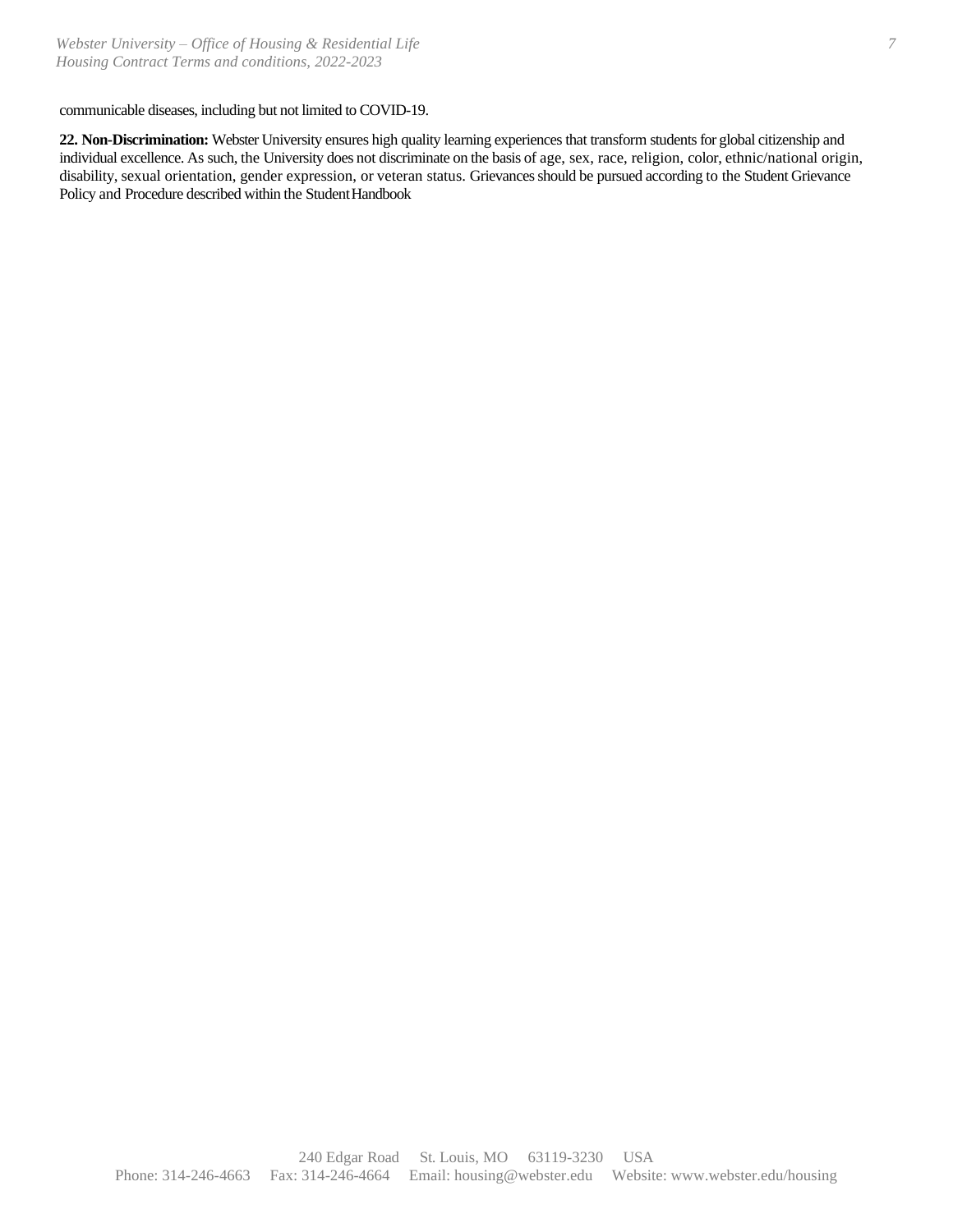communicable diseases, including but not limited to COVID-19.

**22. Non-Discrimination:** Webster University ensures high quality learning experiences that transform students for global citizenship and individual excellence. As such, the University does not discriminate on the basis of age, sex, race, religion, color, ethnic/national origin, disability, sexual orientation, gender expression, or veteran status. Grievances should be pursued according to the Student Grievance Policy and Procedure described within the Student Handbook